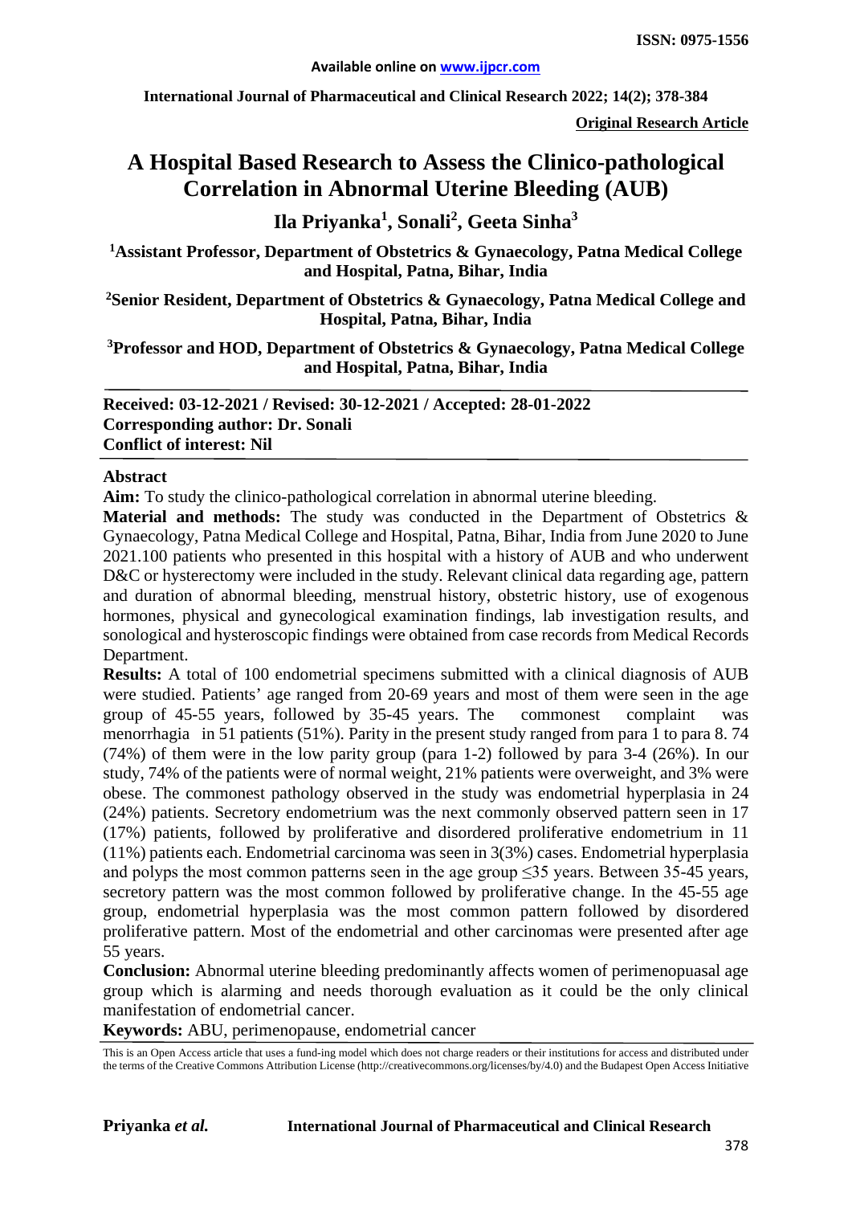ISSN: 0975-1556

Available online on www.ijpcr.com

**Original Research Article**

# A Hospital Based Research to Assess the Clinico-pathological Correlation in Abnormal Uterine Bleeding (AUB)

**Ila Priyanka[1], Sonali[2], Geeta Sinha[3]**

[1]Assistant Professor, Department of Obstetrics & Gynaecology, Patna Medical College and Hospital, Patna, Bihar, India

[2]Senior Resident, Department of Obstetrics & Gynaecology, Patna Medical College and Hospital, Patna, Bihar, India

[3]Professor and HOD, Department of Obstetrics & Gynaecology, Patna Medical College and Hospital, Patna, Bihar, India

**Received: 03-12-2021 / Revised: 30-12-2021 / Accepted: 28-01-2022**
**Corresponding author: Dr. Sonali**
**Conflict of interest: Nil**

## Abstract

**Aim:** To study the clinico-pathological correlation in abnormal uterine bleeding.

**Material and methods:** The study was conducted in the Department of Obstetrics & Gynaecology, Patna Medical College and Hospital, Patna, Bihar, India from June 2020 to June 2021.100 patients who presented in this hospital with a history of AUB and who underwent D&C or hysterectomy were included in the study. Relevant clinical data regarding age, pattern and duration of abnormal bleeding, menstrual history, obstetric history, use of exogenous hormones, physical and gynecological examination findings, lab investigation results, and sonological and hysteroscopic findings were obtained from case records from Medical Records Department.

**Results:** A total of 100 endometrial specimens submitted with a clinical diagnosis of AUB were studied. Patients' age ranged from 20-69 years and most of them were seen in the age group of 45-55 years, followed by 35-45 years. The commonest complaint was menorrhagia in 51 patients (51%). Parity in the present study ranged from para 1 to para 8. 74 (74%) of them were in the low parity group (para 1-2) followed by para 3-4 (26%). In our study, 74% of the patients were of normal weight, 21% patients were overweight, and 3% were obese. The commonest pathology observed in the study was endometrial hyperplasia in 24 (24%) patients. Secretory endometrium was the next commonly observed pattern seen in 17 (17%) patients, followed by proliferative and disordered proliferative endometrium in 11 (11%) patients each. Endometrial carcinoma was seen in 3(3%) cases. Endometrial hyperplasia and polyps the most common patterns seen in the age group ≤35 years. Between 35-45 years, secretory pattern was the most common followed by proliferative change. In the 45-55 age group, endometrial hyperplasia was the most common pattern followed by disordered proliferative pattern. Most of the endometrial and other carcinomas were presented after age 55 years.

**Conclusion:** Abnormal uterine bleeding predominantly affects women of perimenopuasal age group which is alarming and needs thorough evaluation as it could be the only clinical manifestation of endometrial cancer.

**Keywords:** ABU, perimenopause, endometrial cancer

This is an Open Access article that uses a fund-ing model which does not charge readers or their institutions for access and distributed under the terms of the Creative Commons Attribution License (http://creativecommons.org/licenses/by/4.0) and the Budapest Open Access Initiative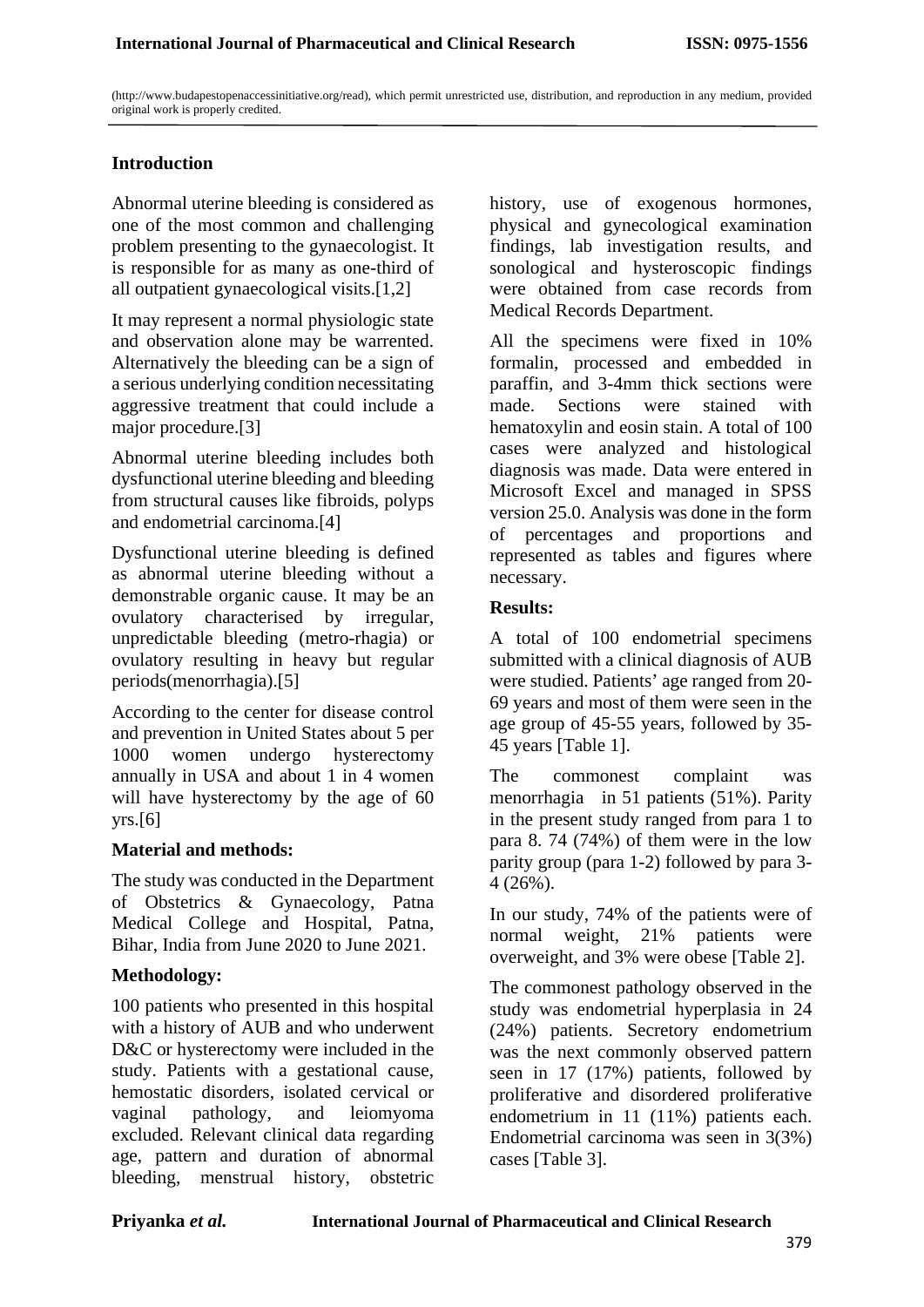(http://www.budapestopenaccessinitiative.org/read), which permit unrestricted use, distribution, and reproduction in any medium, provided original work is properly credited.

## Introduction

Abnormal uterine bleeding is considered as one of the most common and challenging problem presenting to the gynaecologist. It is responsible for as many as one-third of all outpatient gynaecological visits.[1,2]

It may represent a normal physiologic state and observation alone may be warrented. Alternatively the bleeding can be a sign of a serious underlying condition necessitating aggressive treatment that could include a major procedure.[3]

Abnormal uterine bleeding includes both dysfunctional uterine bleeding and bleeding from structural causes like fibroids, polyps and endometrial carcinoma.[4]

Dysfunctional uterine bleeding is defined as abnormal uterine bleeding without a demonstrable organic cause. It may be an ovulatory characterised by irregular, unpredictable bleeding (metro-rhagia) or ovulatory resulting in heavy but regular periods(menorrhagia).[5]

According to the center for disease control and prevention in United States about 5 per 1000 women undergo hysterectomy annually in USA and about 1 in 4 women will have hysterectomy by the age of 60 yrs.[6]

## Material and methods:

The study was conducted in the Department of Obstetrics & Gynaecology, Patna Medical College and Hospital, Patna, Bihar, India from June 2020 to June 2021.

## Methodology:

100 patients who presented in this hospital with a history of AUB and who underwent D&C or hysterectomy were included in the study. Patients with a gestational cause, hemostatic disorders, isolated cervical or vaginal pathology, and leiomyoma excluded. Relevant clinical data regarding age, pattern and duration of abnormal bleeding, menstrual history, obstetric history, use of exogenous hormones, physical and gynecological examination findings, lab investigation results, and sonological and hysteroscopic findings were obtained from case records from Medical Records Department.

All the specimens were fixed in 10% formalin, processed and embedded in paraffin, and 3-4mm thick sections were made. Sections were stained with hematoxylin and eosin stain. A total of 100 cases were analyzed and histological diagnosis was made. Data were entered in Microsoft Excel and managed in SPSS version 25.0. Analysis was done in the form of percentages and proportions and represented as tables and figures where necessary.

## Results:

A total of 100 endometrial specimens submitted with a clinical diagnosis of AUB were studied. Patients' age ranged from 20-69 years and most of them were seen in the age group of 45-55 years, followed by 35-45 years [Table 1].

The commonest complaint was menorrhagia in 51 patients (51%). Parity in the present study ranged from para 1 to para 8. 74 (74%) of them were in the low parity group (para 1-2) followed by para 3-4 (26%).

In our study, 74% of the patients were of normal weight, 21% patients were overweight, and 3% were obese [Table 2].

The commonest pathology observed in the study was endometrial hyperplasia in 24 (24%) patients. Secretory endometrium was the next commonly observed pattern seen in 17 (17%) patients, followed by proliferative and disordered proliferative endometrium in 11 (11%) patients each. Endometrial carcinoma was seen in 3(3%) cases [Table 3].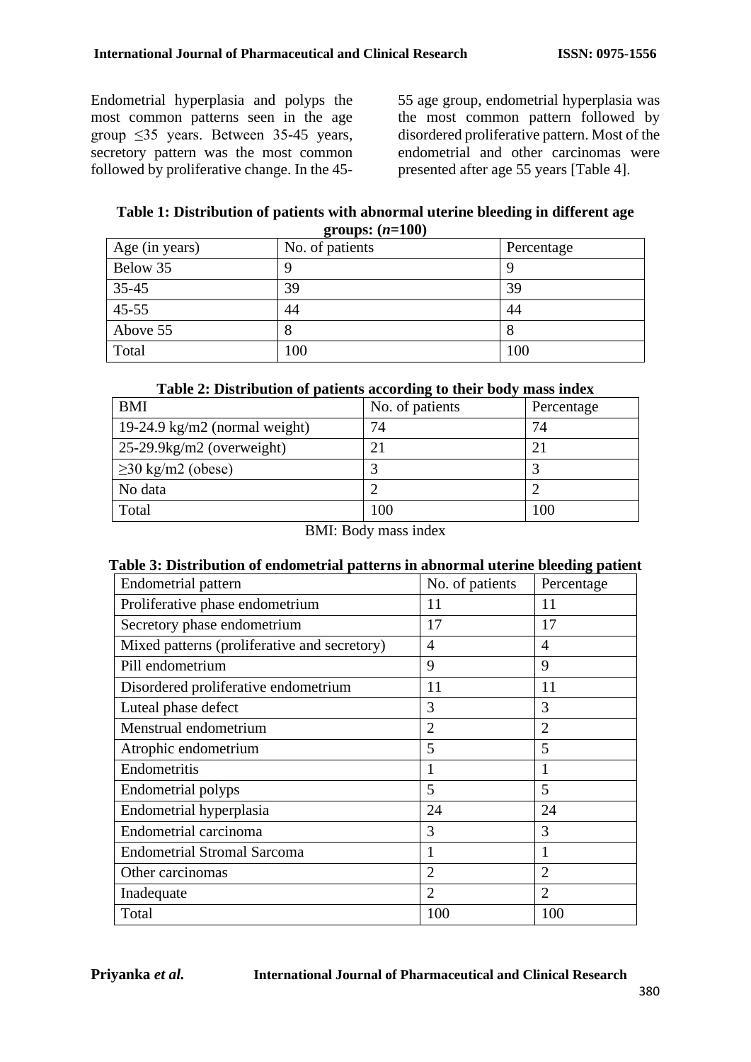Endometrial hyperplasia and polyps the most common patterns seen in the age group ≤35 years. Between 35-45 years, secretory pattern was the most common followed by proliferative change. In the 45-55 age group, endometrial hyperplasia was the most common pattern followed by disordered proliferative pattern. Most of the endometrial and other carcinomas were presented after age 55 years [Table 4].

**Table 1: Distribution of patients with abnormal uterine bleeding in different age groups: (*n*=100)**

| Age (in years) | No. of patients | Percentage |
|---|---|---|
| Below 35 | 9 | 9 |
| 35-45 | 39 | 39 |
| 45-55 | 44 | 44 |
| Above 55 | 8 | 8 |
| Total | 100 | 100 |

**Table 2: Distribution of patients according to their body mass index**

| BMI | No. of patients | Percentage |
|---|---|---|
| 19-24.9 kg/m2 (normal weight) | 74 | 74 |
| 25-29.9kg/m2 (overweight) | 21 | 21 |
| ≥30 kg/m2 (obese) | 3 | 3 |
| No data | 2 | 2 |
| Total | 100 | 100 |

BMI: Body mass index

**Table 3: Distribution of endometrial patterns in abnormal uterine bleeding patient**

| Endometrial pattern | No. of patients | Percentage |
|---|---|---|
| Proliferative phase endometrium | 11 | 11 |
| Secretory phase endometrium | 17 | 17 |
| Mixed patterns (proliferative and secretory) | 4 | 4 |
| Pill endometrium | 9 | 9 |
| Disordered proliferative endometrium | 11 | 11 |
| Luteal phase defect | 3 | 3 |
| Menstrual endometrium | 2 | 2 |
| Atrophic endometrium | 5 | 5 |
| Endometritis | 1 | 1 |
| Endometrial polyps | 5 | 5 |
| Endometrial hyperplasia | 24 | 24 |
| Endometrial carcinoma | 3 | 3 |
| Endometrial Stromal Sarcoma | 1 | 1 |
| Other carcinomas | 2 | 2 |
| Inadequate | 2 | 2 |
| Total | 100 | 100 |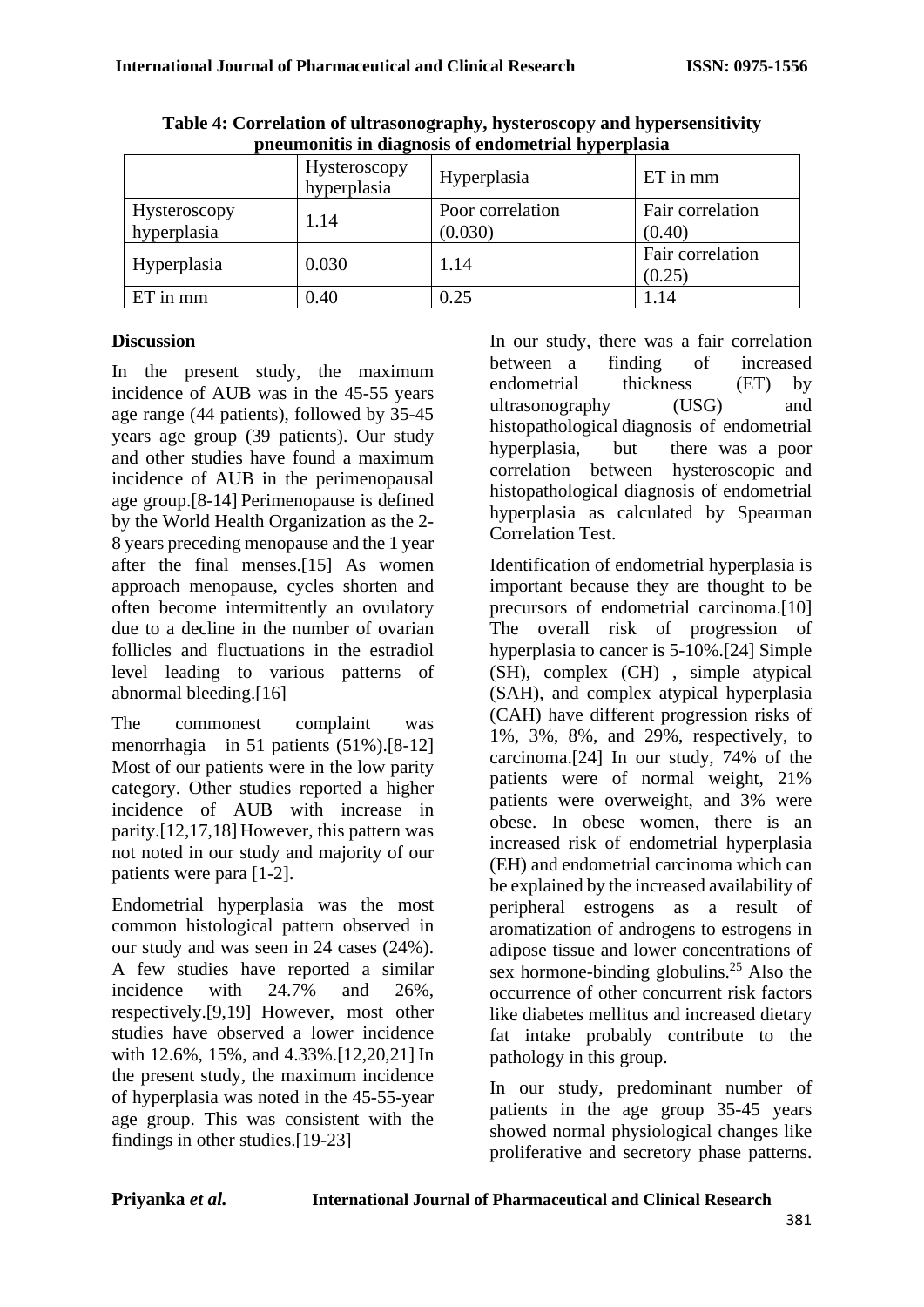**Table 4: Correlation of ultrasonography, hysteroscopy and hypersensitivity pneumonitis in diagnosis of endometrial hyperplasia**

| | Hysteroscopy hyperplasia | Hyperplasia | ET in mm |
|---|---|---|---|
| Hysteroscopy hyperplasia | 1.14 | Poor correlation (0.030) | Fair correlation (0.40) |
| Hyperplasia | 0.030 | 1.14 | Fair correlation (0.25) |
| ET in mm | 0.40 | 0.25 | 1.14 |

## Discussion

In the present study, the maximum incidence of AUB was in the 45-55 years age range (44 patients), followed by 35-45 years age group (39 patients). Our study and other studies have found a maximum incidence of AUB in the perimenopausal age group.[8-14] Perimenopause is defined by the World Health Organization as the 2-8 years preceding menopause and the 1 year after the final menses.[15] As women approach menopause, cycles shorten and often become intermittently an ovulatory due to a decline in the number of ovarian follicles and fluctuations in the estradiol level leading to various patterns of abnormal bleeding.[16]

The commonest complaint was menorrhagia in 51 patients (51%).[8-12] Most of our patients were in the low parity category. Other studies reported a higher incidence of AUB with increase in parity.[12,17,18] However, this pattern was not noted in our study and majority of our patients were para [1-2].

Endometrial hyperplasia was the most common histological pattern observed in our study and was seen in 24 cases (24%). A few studies have reported a similar incidence with 24.7% and 26%, respectively.[9,19] However, most other studies have observed a lower incidence with 12.6%, 15%, and 4.33%.[12,20,21] In the present study, the maximum incidence of hyperplasia was noted in the 45-55-year age group. This was consistent with the findings in other studies.[19-23]

In our study, there was a fair correlation between a finding of increased endometrial thickness (ET) by ultrasonography (USG) and histopathological diagnosis of endometrial hyperplasia, but there was a poor correlation between hysteroscopic and histopathological diagnosis of endometrial hyperplasia as calculated by Spearman Correlation Test.

Identification of endometrial hyperplasia is important because they are thought to be precursors of endometrial carcinoma.[10] The overall risk of progression of hyperplasia to cancer is 5-10%.[24] Simple (SH), complex (CH) , simple atypical (SAH), and complex atypical hyperplasia (CAH) have different progression risks of 1%, 3%, 8%, and 29%, respectively, to carcinoma.[24] In our study, 74% of the patients were of normal weight, 21% patients were overweight, and 3% were obese. In obese women, there is an increased risk of endometrial hyperplasia (EH) and endometrial carcinoma which can be explained by the increased availability of peripheral estrogens as a result of aromatization of androgens to estrogens in adipose tissue and lower concentrations of sex hormone-binding globulins.[25] Also the occurrence of other concurrent risk factors like diabetes mellitus and increased dietary fat intake probably contribute to the pathology in this group.

In our study, predominant number of patients in the age group 35-45 years showed normal physiological changes like proliferative and secretory phase patterns.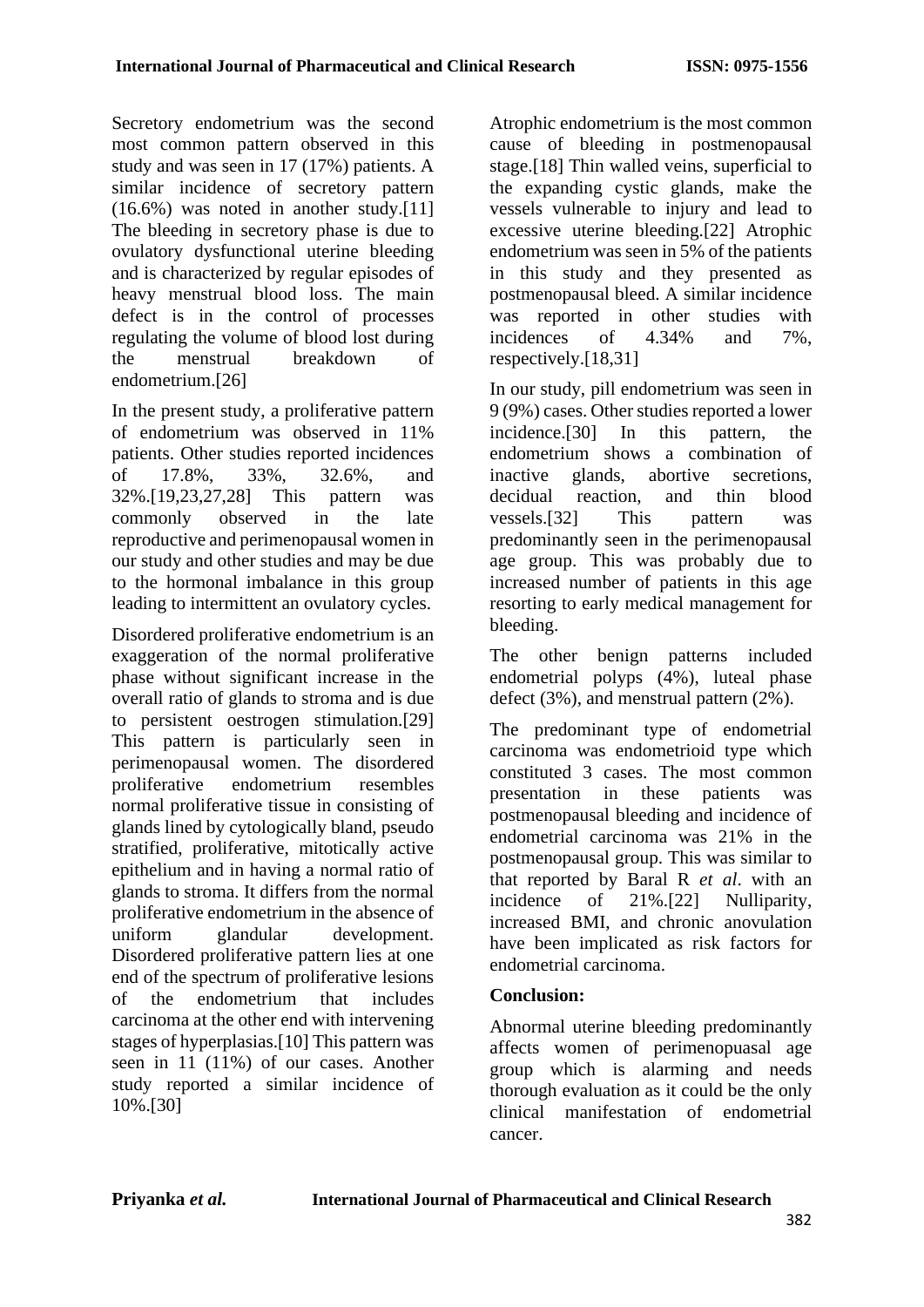Secretory endometrium was the second most common pattern observed in this study and was seen in 17 (17%) patients. A similar incidence of secretory pattern (16.6%) was noted in another study.[11] The bleeding in secretory phase is due to ovulatory dysfunctional uterine bleeding and is characterized by regular episodes of heavy menstrual blood loss. The main defect is in the control of processes regulating the volume of blood lost during the menstrual breakdown of endometrium.[26]

In the present study, a proliferative pattern of endometrium was observed in 11% patients. Other studies reported incidences of 17.8%, 33%, 32.6%, and 32%.[19,23,27,28] This pattern was commonly observed in the late reproductive and perimenopausal women in our study and other studies and may be due to the hormonal imbalance in this group leading to intermittent an ovulatory cycles.

Disordered proliferative endometrium is an exaggeration of the normal proliferative phase without significant increase in the overall ratio of glands to stroma and is due to persistent oestrogen stimulation.[29] This pattern is particularly seen in perimenopausal women. The disordered proliferative endometrium resembles normal proliferative tissue in consisting of glands lined by cytologically bland, pseudo stratified, proliferative, mitotically active epithelium and in having a normal ratio of glands to stroma. It differs from the normal proliferative endometrium in the absence of uniform glandular development. Disordered proliferative pattern lies at one end of the spectrum of proliferative lesions of the endometrium that includes carcinoma at the other end with intervening stages of hyperplasias.[10] This pattern was seen in 11 (11%) of our cases. Another study reported a similar incidence of 10%.[30]

Atrophic endometrium is the most common cause of bleeding in postmenopausal stage.[18] Thin walled veins, superficial to the expanding cystic glands, make the vessels vulnerable to injury and lead to excessive uterine bleeding.[22] Atrophic endometrium was seen in 5% of the patients in this study and they presented as postmenopausal bleed. A similar incidence was reported in other studies with incidences of 4.34% and 7%, respectively.[18,31]

In our study, pill endometrium was seen in 9 (9%) cases. Other studies reported a lower incidence.[30] In this pattern, the endometrium shows a combination of inactive glands, abortive secretions, decidual reaction, and thin blood vessels.[32] This pattern was predominantly seen in the perimenopausal age group. This was probably due to increased number of patients in this age resorting to early medical management for bleeding.

The other benign patterns included endometrial polyps (4%), luteal phase defect (3%), and menstrual pattern (2%).

The predominant type of endometrial carcinoma was endometrioid type which constituted 3 cases. The most common presentation in these patients was postmenopausal bleeding and incidence of endometrial carcinoma was 21% in the postmenopausal group. This was similar to that reported by Baral R *et al*. with an incidence of 21%.[22] Nulliparity, increased BMI, and chronic anovulation have been implicated as risk factors for endometrial carcinoma.

**Conclusion:**

Abnormal uterine bleeding predominantly affects women of perimenopuasal age group which is alarming and needs thorough evaluation as it could be the only clinical manifestation of endometrial cancer.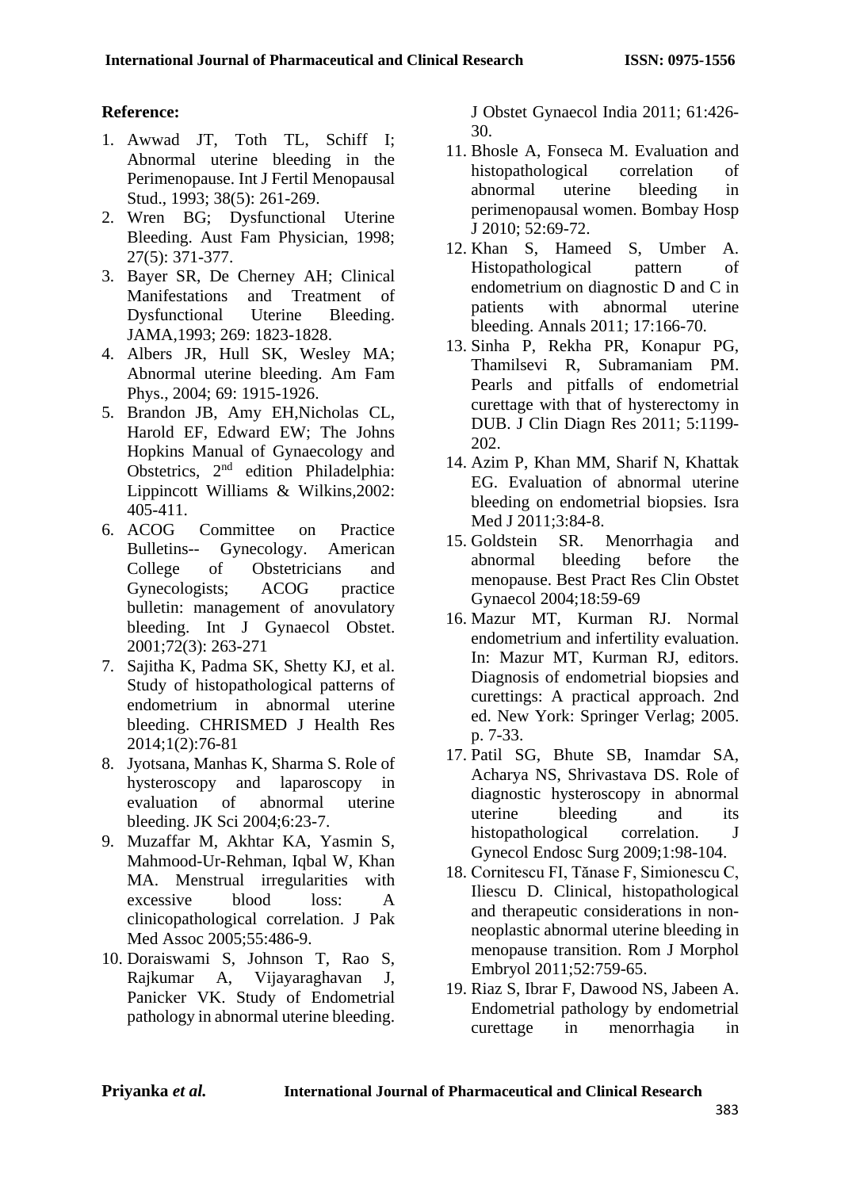**Reference:**

1. Awwad JT, Toth TL, Schiff I; Abnormal uterine bleeding in the Perimenopause. Int J Fertil Menopausal Stud., 1993; 38(5): 261-269.
2. Wren BG; Dysfunctional Uterine Bleeding. Aust Fam Physician, 1998; 27(5): 371-377.
3. Bayer SR, De Cherney AH; Clinical Manifestations and Treatment of Dysfunctional Uterine Bleeding. JAMA,1993; 269: 1823-1828.
4. Albers JR, Hull SK, Wesley MA; Abnormal uterine bleeding. Am Fam Phys., 2004; 69: 1915-1926.
5. Brandon JB, Amy EH,Nicholas CL, Harold EF, Edward EW; The Johns Hopkins Manual of Gynaecology and Obstetrics, 2nd edition Philadelphia: Lippincott Williams & Wilkins,2002: 405-411.
6. ACOG Committee on Practice Bulletins-- Gynecology. American College of Obstetricians and Gynecologists; ACOG practice bulletin: management of anovulatory bleeding. Int J Gynaecol Obstet. 2001;72(3): 263-271
7. Sajitha K, Padma SK, Shetty KJ, et al. Study of histopathological patterns of endometrium in abnormal uterine bleeding. CHRISMED J Health Res 2014;1(2):76-81
8. Jyotsana, Manhas K, Sharma S. Role of hysteroscopy and laparoscopy in evaluation of abnormal uterine bleeding. JK Sci 2004;6:23-7.
9. Muzaffar M, Akhtar KA, Yasmin S, Mahmood-Ur-Rehman, Iqbal W, Khan MA. Menstrual irregularities with excessive blood loss: A clinicopathological correlation. J Pak Med Assoc 2005;55:486-9.
10. Doraiswami S, Johnson T, Rao S, Rajkumar A, Vijayaraghavan J, Panicker VK. Study of Endometrial pathology in abnormal uterine bleeding. J Obstet Gynaecol India 2011; 61:426-30.
11. Bhosle A, Fonseca M. Evaluation and histopathological correlation of abnormal uterine bleeding in perimenopausal women. Bombay Hosp J 2010; 52:69-72.
12. Khan S, Hameed S, Umber A. Histopathological pattern of endometrium on diagnostic D and C in patients with abnormal uterine bleeding. Annals 2011; 17:166-70.
13. Sinha P, Rekha PR, Konapur PG, Thamilsevi R, Subramaniam PM. Pearls and pitfalls of endometrial curettage with that of hysterectomy in DUB. J Clin Diagn Res 2011; 5:1199-202.
14. Azim P, Khan MM, Sharif N, Khattak EG. Evaluation of abnormal uterine bleeding on endometrial biopsies. Isra Med J 2011;3:84-8.
15. Goldstein SR. Menorrhagia and abnormal bleeding before the menopause. Best Pract Res Clin Obstet Gynaecol 2004;18:59-69
16. Mazur MT, Kurman RJ. Normal endometrium and infertility evaluation. In: Mazur MT, Kurman RJ, editors. Diagnosis of endometrial biopsies and curettings: A practical approach. 2nd ed. New York: Springer Verlag; 2005. p. 7-33.
17. Patil SG, Bhute SB, Inamdar SA, Acharya NS, Shrivastava DS. Role of diagnostic hysteroscopy in abnormal uterine bleeding and its histopathological correlation. J Gynecol Endosc Surg 2009;1:98-104.
18. Cornitescu FI, Tănase F, Simionescu C, Iliescu D. Clinical, histopathological and therapeutic considerations in non-neoplastic abnormal uterine bleeding in menopause transition. Rom J Morphol Embryol 2011;52:759-65.
19. Riaz S, Ibrar F, Dawood NS, Jabeen A. Endometrial pathology by endometrial curettage in menorrhagia in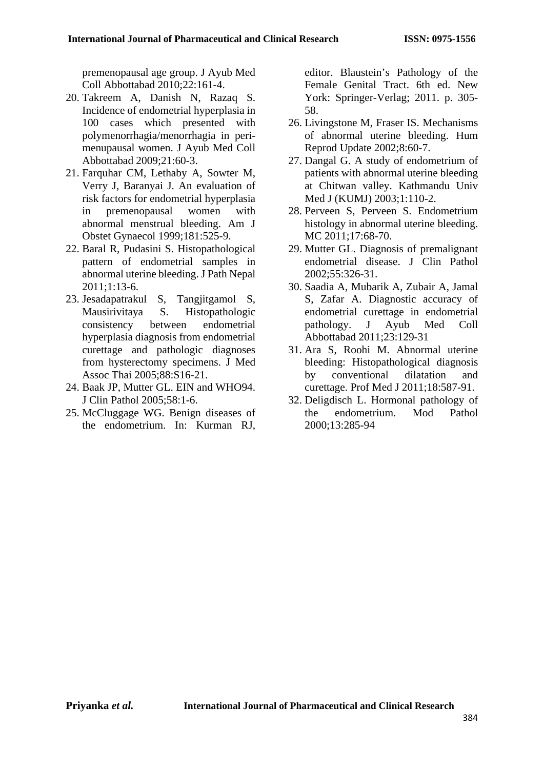premenopausal age group. J Ayub Med Coll Abbottabad 2010;22:161-4.

20. Takreem A, Danish N, Razaq S. Incidence of endometrial hyperplasia in 100 cases which presented with polymenorrhagia/menorrhagia in peri-menupausal women. J Ayub Med Coll Abbottabad 2009;21:60-3.
21. Farquhar CM, Lethaby A, Sowter M, Verry J, Baranyai J. An evaluation of risk factors for endometrial hyperplasia in premenopausal women with abnormal menstrual bleeding. Am J Obstet Gynaecol 1999;181:525-9.
22. Baral R, Pudasini S. Histopathological pattern of endometrial samples in abnormal uterine bleeding. J Path Nepal 2011;1:13-6.
23. Jesadapatrakul S, Tangjitgamol S, Mausirivitaya S. Histopathologic consistency between endometrial hyperplasia diagnosis from endometrial curettage and pathologic diagnoses from hysterectomy specimens. J Med Assoc Thai 2005;88:S16-21.
24. Baak JP, Mutter GL. EIN and WHO94. J Clin Pathol 2005;58:1-6.
25. McCluggage WG. Benign diseases of the endometrium. In: Kurman RJ, editor. Blaustein's Pathology of the Female Genital Tract. 6th ed. New York: Springer-Verlag; 2011. p. 305-58.
26. Livingstone M, Fraser IS. Mechanisms of abnormal uterine bleeding. Hum Reprod Update 2002;8:60-7.
27. Dangal G. A study of endometrium of patients with abnormal uterine bleeding at Chitwan valley. Kathmandu Univ Med J (KUMJ) 2003;1:110-2.
28. Perveen S, Perveen S. Endometrium histology in abnormal uterine bleeding. MC 2011;17:68-70.
29. Mutter GL. Diagnosis of premalignant endometrial disease. J Clin Pathol 2002;55:326-31.
30. Saadia A, Mubarik A, Zubair A, Jamal S, Zafar A. Diagnostic accuracy of endometrial curettage in endometrial pathology. J Ayub Med Coll Abbottabad 2011;23:129-31
31. Ara S, Roohi M. Abnormal uterine bleeding: Histopathological diagnosis by conventional dilatation and curettage. Prof Med J 2011;18:587-91.
32. Deligdisch L. Hormonal pathology of the endometrium. Mod Pathol 2000;13:285-94